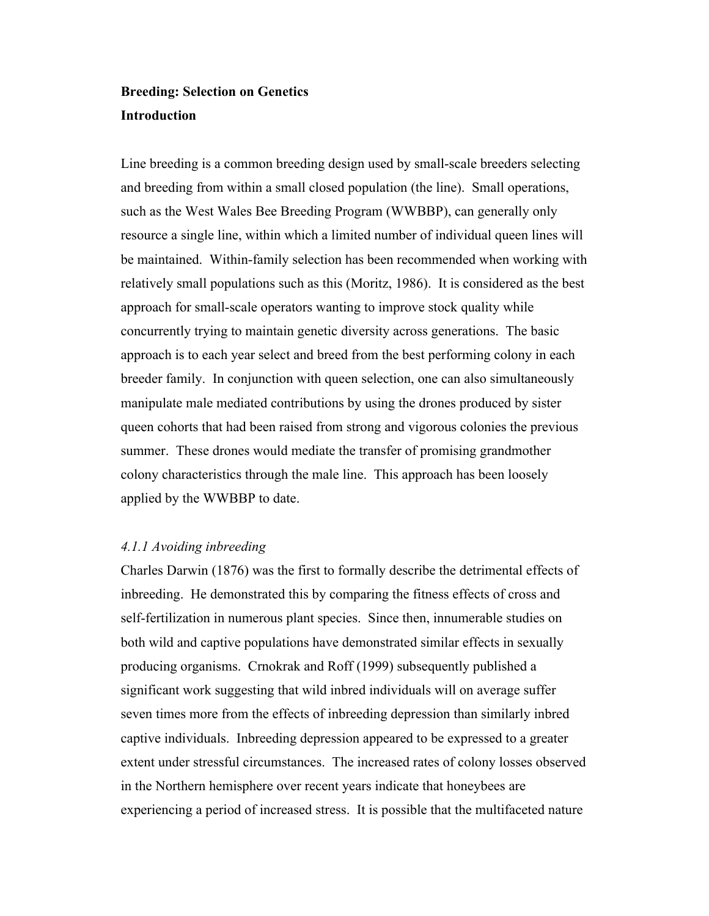**Breeding: Selection on Genetics**

**Introduction**

Line breeding is a common breeding design used by small-scale breeders selecting and breeding from within a small closed population (the line). Small operations, such as the West Wales Bee Breeding Program (WWBBP), can generally only resource a single line, within which a limited number of individual queen lines will be maintained. Within-family selection has been recommended when working with relatively small populations such as this (Moritz, 1986). It is considered as the best approach for small-scale operators wanting to improve stock quality while concurrently trying to maintain genetic diversity across generations. The basic approach is to each year select and breed from the best performing colony in each breeder family. In conjunction with queen selection, one can also simultaneously manipulate male mediated contributions by using the drones produced by sister queen cohorts that had been raised from strong and vigorous colonies the previous summer. These drones would mediate the transfer of promising grandmother colony characteristics through the male line. This approach has been loosely applied by the WWBBP to date.

*4.1.1 Avoiding inbreeding*

Charles Darwin (1876) was the first to formally describe the detrimental effects of inbreeding. He demonstrated this by comparing the fitness effects of cross and self-fertilization in numerous plant species. Since then, innumerable studies on both wild and captive populations have demonstrated similar effects in sexually producing organisms. Crnokrak and Roff (1999) subsequently published a significant work suggesting that wild inbred individuals will on average suffer seven times more from the effects of inbreeding depression than similarly inbred captive individuals. Inbreeding depression appeared to be expressed to a greater extent under stressful circumstances. The increased rates of colony losses observed in the Northern hemisphere over recent years indicate that honeybees are experiencing a period of increased stress. It is possible that the multifaceted nature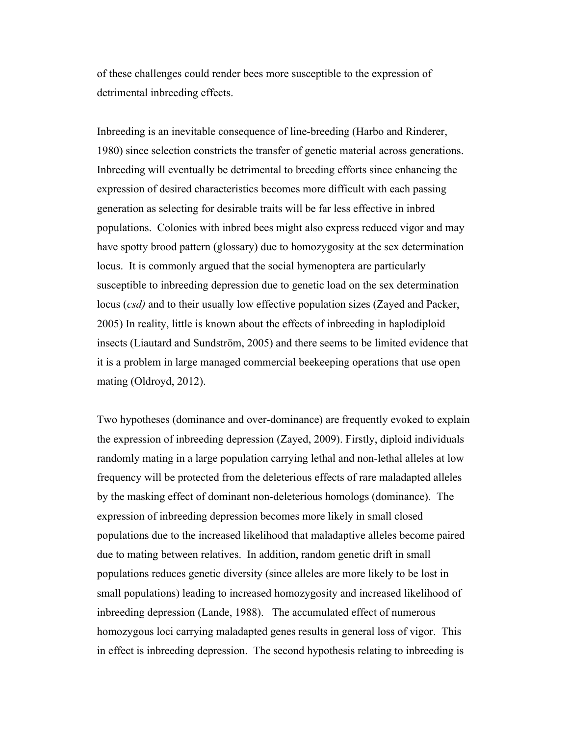of these challenges could render bees more susceptible to the expression of detrimental inbreeding effects.

Inbreeding is an inevitable consequence of line-breeding (Harbo and Rinderer, 1980) since selection constricts the transfer of genetic material across generations. Inbreeding will eventually be detrimental to breeding efforts since enhancing the expression of desired characteristics becomes more difficult with each passing generation as selecting for desirable traits will be far less effective in inbred populations. Colonies with inbred bees might also express reduced vigor and may have spotty brood pattern (glossary) due to homozygosity at the sex determination locus. It is commonly argued that the social hymenoptera are particularly susceptible to inbreeding depression due to genetic load on the sex determination locus (*csd)* and to their usually low effective population sizes (Zayed and Packer, 2005) In reality, little is known about the effects of inbreeding in haplodiploid insects (Liautard and Sundström, 2005) and there seems to be limited evidence that it is a problem in large managed commercial beekeeping operations that use open mating (Oldroyd, 2012).

Two hypotheses (dominance and over-dominance) are frequently evoked to explain the expression of inbreeding depression (Zayed, 2009). Firstly, diploid individuals randomly mating in a large population carrying lethal and non-lethal alleles at low frequency will be protected from the deleterious effects of rare maladapted alleles by the masking effect of dominant non-deleterious homologs (dominance). The expression of inbreeding depression becomes more likely in small closed populations due to the increased likelihood that maladaptive alleles become paired due to mating between relatives. In addition, random genetic drift in small populations reduces genetic diversity (since alleles are more likely to be lost in small populations) leading to increased homozygosity and increased likelihood of inbreeding depression (Lande, 1988). The accumulated effect of numerous homozygous loci carrying maladapted genes results in general loss of vigor. This in effect is inbreeding depression. The second hypothesis relating to inbreeding is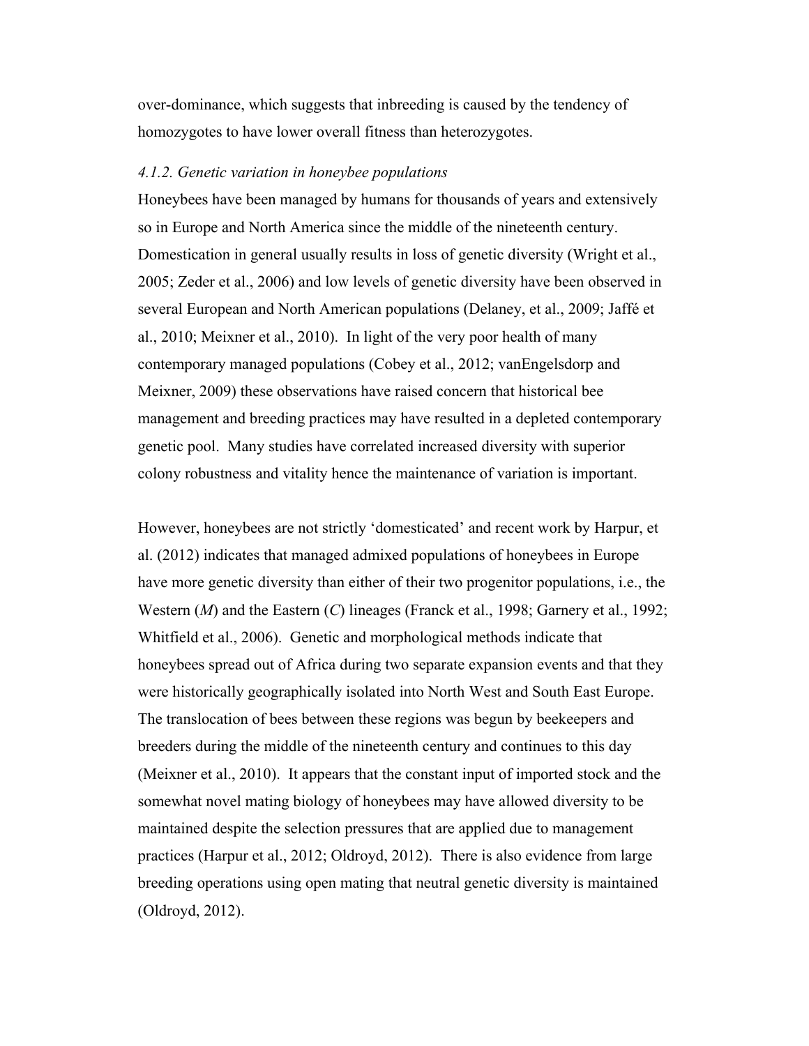over-dominance, which suggests that inbreeding is caused by the tendency of homozygotes to have lower overall fitness than heterozygotes.

### *4.1.2. Genetic variation in honeybee populations*

Honeybees have been managed by humans for thousands of years and extensively so in Europe and North America since the middle of the nineteenth century. Domestication in general usually results in loss of genetic diversity (Wright et al., 2005; Zeder et al., 2006) and low levels of genetic diversity have been observed in several European and North American populations (Delaney, et al., 2009; Jaffé et al., 2010; Meixner et al., 2010). In light of the very poor health of many contemporary managed populations (Cobey et al., 2012; vanEngelsdorp and Meixner, 2009) these observations have raised concern that historical bee management and breeding practices may have resulted in a depleted contemporary genetic pool. Many studies have correlated increased diversity with superior colony robustness and vitality hence the maintenance of variation is important.

However, honeybees are not strictly 'domesticated' and recent work by Harpur, et al. (2012) indicates that managed admixed populations of honeybees in Europe have more genetic diversity than either of their two progenitor populations, i.e., the Western (*M*) and the Eastern (*C*) lineages (Franck et al., 1998; Garnery et al., 1992; Whitfield et al., 2006). Genetic and morphological methods indicate that honeybees spread out of Africa during two separate expansion events and that they were historically geographically isolated into North West and South East Europe. The translocation of bees between these regions was begun by beekeepers and breeders during the middle of the nineteenth century and continues to this day (Meixner et al., 2010). It appears that the constant input of imported stock and the somewhat novel mating biology of honeybees may have allowed diversity to be maintained despite the selection pressures that are applied due to management practices (Harpur et al., 2012; Oldroyd, 2012). There is also evidence from large breeding operations using open mating that neutral genetic diversity is maintained (Oldroyd, 2012).